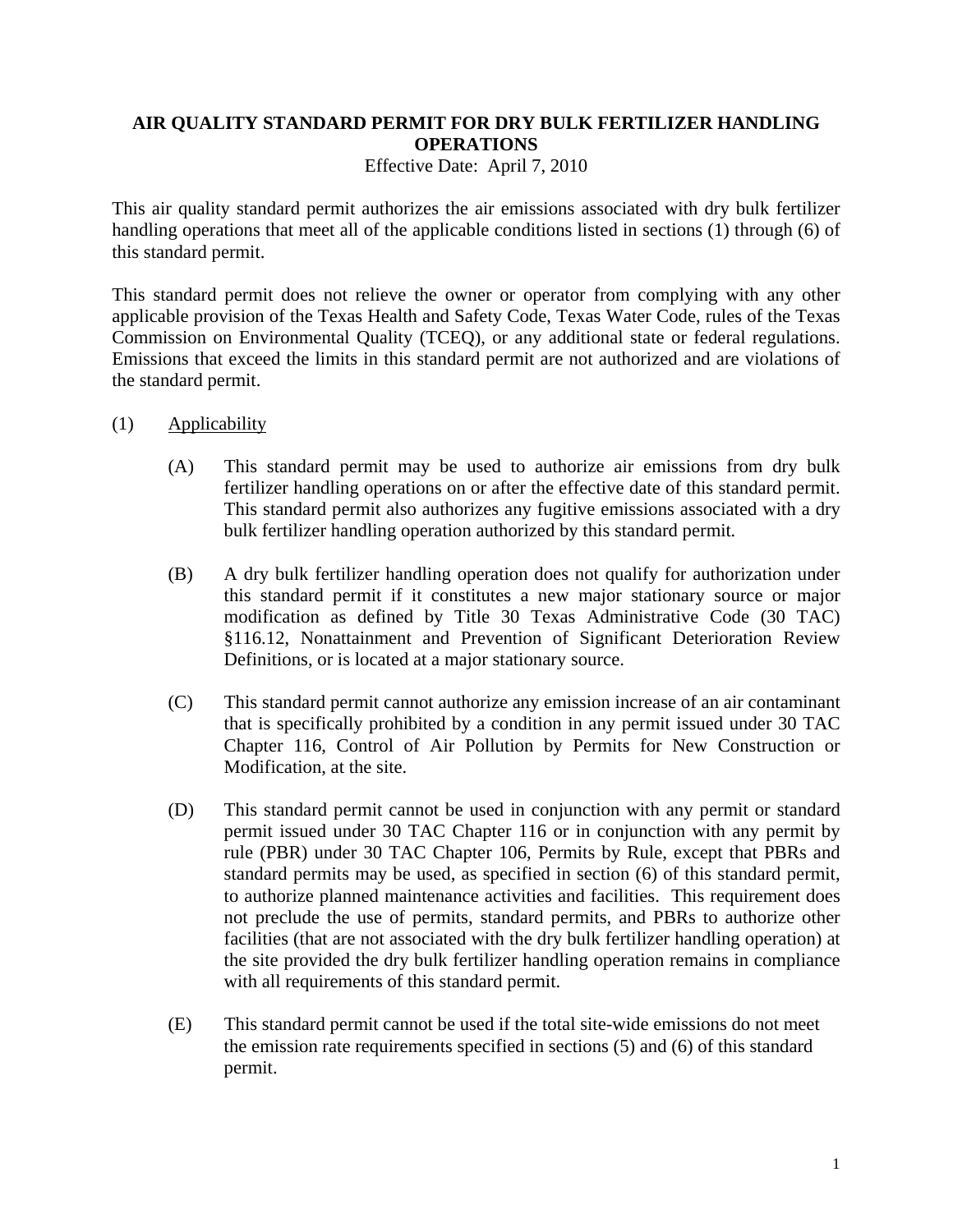# AIR QUALITY STANDARD PERMIT FOR DRY BULK FERTILIZER HANDLING OPERATIONS

Effective Date: April 7, 2010

This air quality standard permit authorizes the air emissions associated with dry bulk fertilizer handling operations that meet all of the applicable conditions listed in sections (1) through (6) of this standard permit.

This standard permit does not relieve the owner or operator from complying with any other applicable provision of the Texas Health and Safety Code, Texas Water Code, rules of the Texas Commission on Environmental Quality (TCEQ), or any additional state or federal regulations. Emissions that exceed the limits in this standard permit are not authorized and are violations of the standard permit.

(1) Applicability

(A) This standard permit may be used to authorize air emissions from dry bulk fertilizer handling operations on or after the effective date of this standard permit. This standard permit also authorizes any fugitive emissions associated with a dry bulk fertilizer handling operation authorized by this standard permit.

(B) A dry bulk fertilizer handling operation does not qualify for authorization under this standard permit if it constitutes a new major stationary source or major modification as defined by Title 30 Texas Administrative Code (30 TAC) §116.12, Nonattainment and Prevention of Significant Deterioration Review Definitions, or is located at a major stationary source.

(C) This standard permit cannot authorize any emission increase of an air contaminant that is specifically prohibited by a condition in any permit issued under 30 TAC Chapter 116, Control of Air Pollution by Permits for New Construction or Modification, at the site.

(D) This standard permit cannot be used in conjunction with any permit or standard permit issued under 30 TAC Chapter 116 or in conjunction with any permit by rule (PBR) under 30 TAC Chapter 106, Permits by Rule, except that PBRs and standard permits may be used, as specified in section (6) of this standard permit, to authorize planned maintenance activities and facilities. This requirement does not preclude the use of permits, standard permits, and PBRs to authorize other facilities (that are not associated with the dry bulk fertilizer handling operation) at the site provided the dry bulk fertilizer handling operation remains in compliance with all requirements of this standard permit.

(E) This standard permit cannot be used if the total site-wide emissions do not meet the emission rate requirements specified in sections (5) and (6) of this standard permit.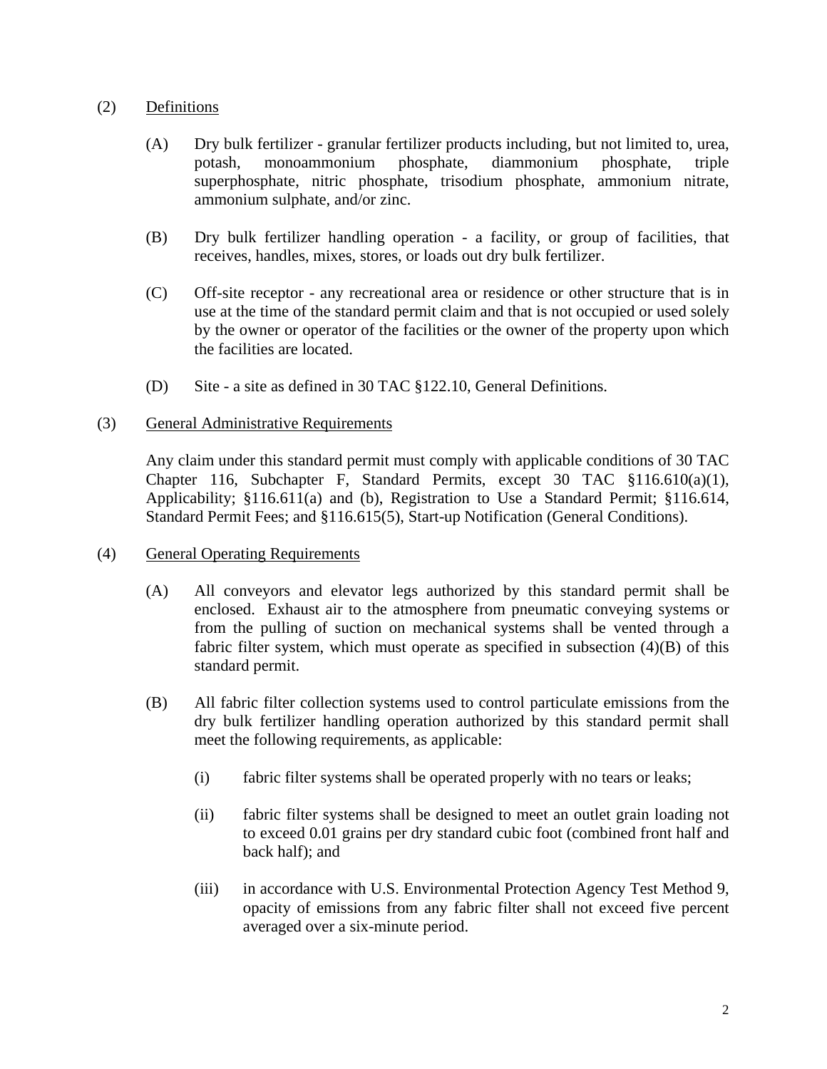(2) Definitions

(A) Dry bulk fertilizer - granular fertilizer products including, but not limited to, urea, potash, monoammonium phosphate, diammonium phosphate, triple superphosphate, nitric phosphate, trisodium phosphate, ammonium nitrate, ammonium sulphate, and/or zinc.

(B) Dry bulk fertilizer handling operation - a facility, or group of facilities, that receives, handles, mixes, stores, or loads out dry bulk fertilizer.

(C) Off-site receptor - any recreational area or residence or other structure that is in use at the time of the standard permit claim and that is not occupied or used solely by the owner or operator of the facilities or the owner of the property upon which the facilities are located.

(D) Site - a site as defined in 30 TAC §122.10, General Definitions.

(3) General Administrative Requirements

Any claim under this standard permit must comply with applicable conditions of 30 TAC Chapter 116, Subchapter F, Standard Permits, except 30 TAC §116.610(a)(1), Applicability; §116.611(a) and (b), Registration to Use a Standard Permit; §116.614, Standard Permit Fees; and §116.615(5), Start-up Notification (General Conditions).

(4) General Operating Requirements

(A) All conveyors and elevator legs authorized by this standard permit shall be enclosed. Exhaust air to the atmosphere from pneumatic conveying systems or from the pulling of suction on mechanical systems shall be vented through a fabric filter system, which must operate as specified in subsection (4)(B) of this standard permit.

(B) All fabric filter collection systems used to control particulate emissions from the dry bulk fertilizer handling operation authorized by this standard permit shall meet the following requirements, as applicable:

(i) fabric filter systems shall be operated properly with no tears or leaks;

(ii) fabric filter systems shall be designed to meet an outlet grain loading not to exceed 0.01 grains per dry standard cubic foot (combined front half and back half); and

(iii) in accordance with U.S. Environmental Protection Agency Test Method 9, opacity of emissions from any fabric filter shall not exceed five percent averaged over a six-minute period.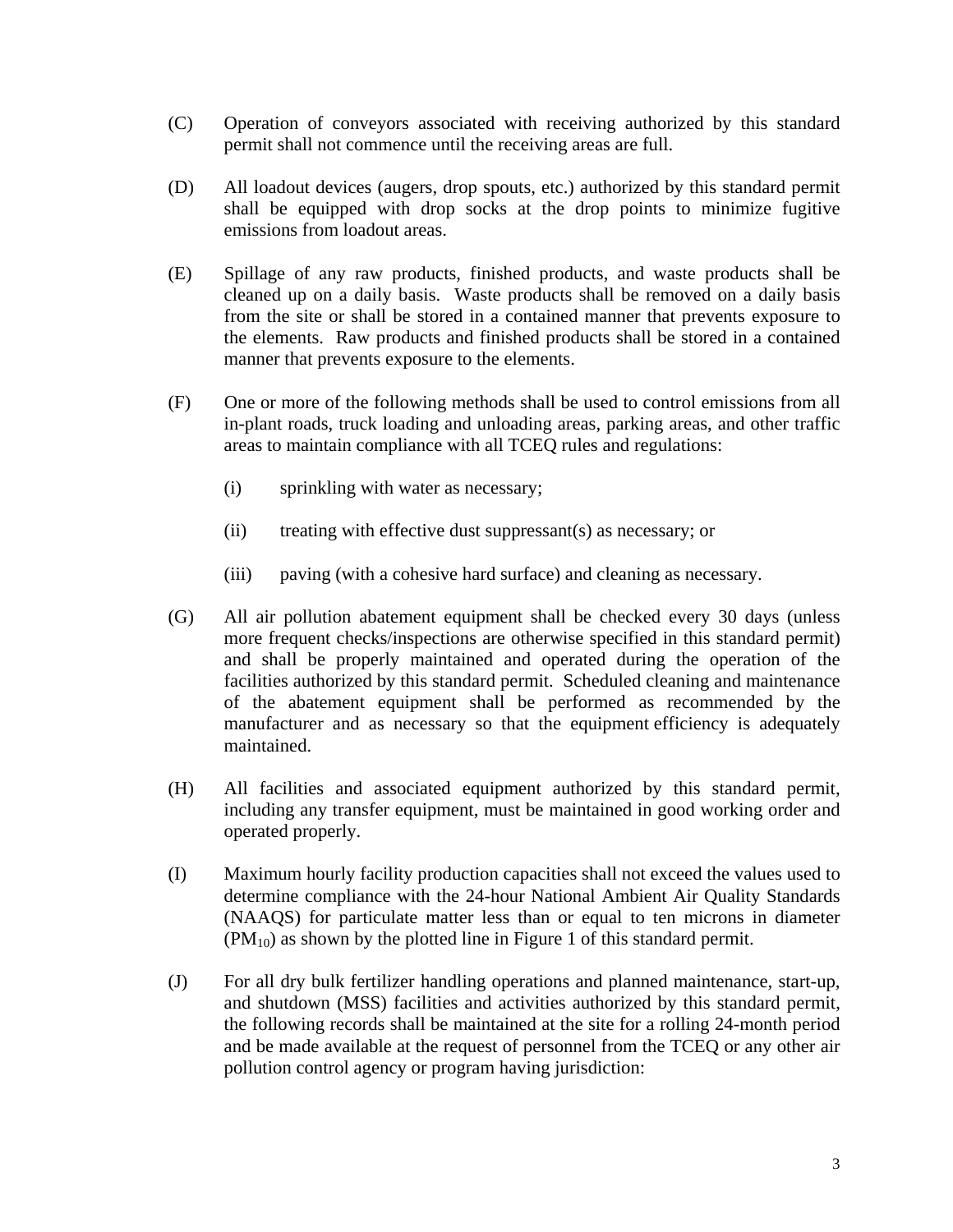(C) Operation of conveyors associated with receiving authorized by this standard permit shall not commence until the receiving areas are full.

(D) All loadout devices (augers, drop spouts, etc.) authorized by this standard permit shall be equipped with drop socks at the drop points to minimize fugitive emissions from loadout areas.

(E) Spillage of any raw products, finished products, and waste products shall be cleaned up on a daily basis. Waste products shall be removed on a daily basis from the site or shall be stored in a contained manner that prevents exposure to the elements. Raw products and finished products shall be stored in a contained manner that prevents exposure to the elements.

(F) One or more of the following methods shall be used to control emissions from all in-plant roads, truck loading and unloading areas, parking areas, and other traffic areas to maintain compliance with all TCEQ rules and regulations:

   (i) sprinkling with water as necessary;

   (ii) treating with effective dust suppressant(s) as necessary; or

   (iii) paving (with a cohesive hard surface) and cleaning as necessary.

(G) All air pollution abatement equipment shall be checked every 30 days (unless more frequent checks/inspections are otherwise specified in this standard permit) and shall be properly maintained and operated during the operation of the facilities authorized by this standard permit. Scheduled cleaning and maintenance of the abatement equipment shall be performed as recommended by the manufacturer and as necessary so that the equipment efficiency is adequately maintained.

(H) All facilities and associated equipment authorized by this standard permit, including any transfer equipment, must be maintained in good working order and operated properly.

(I) Maximum hourly facility production capacities shall not exceed the values used to determine compliance with the 24-hour National Ambient Air Quality Standards (NAAQS) for particulate matter less than or equal to ten microns in diameter ($PM_{10}$) as shown by the plotted line in Figure 1 of this standard permit.

(J) For all dry bulk fertilizer handling operations and planned maintenance, start-up, and shutdown (MSS) facilities and activities authorized by this standard permit, the following records shall be maintained at the site for a rolling 24-month period and be made available at the request of personnel from the TCEQ or any other air pollution control agency or program having jurisdiction: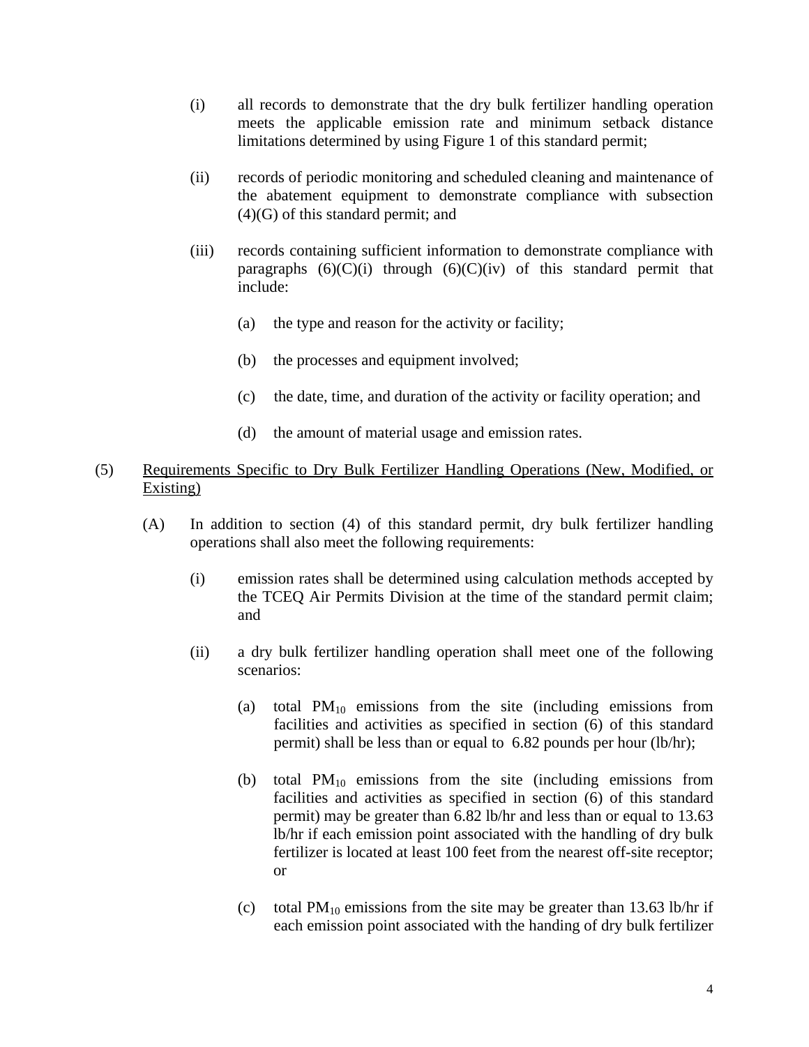(i) all records to demonstrate that the dry bulk fertilizer handling operation meets the applicable emission rate and minimum setback distance limitations determined by using Figure 1 of this standard permit;

(ii) records of periodic monitoring and scheduled cleaning and maintenance of the abatement equipment to demonstrate compliance with subsection (4)(G) of this standard permit; and

(iii) records containing sufficient information to demonstrate compliance with paragraphs (6)(C)(i) through (6)(C)(iv) of this standard permit that include:

(a) the type and reason for the activity or facility;

(b) the processes and equipment involved;

(c) the date, time, and duration of the activity or facility operation; and

(d) the amount of material usage and emission rates.

(5) <u>Requirements Specific to Dry Bulk Fertilizer Handling Operations (New, Modified, or Existing)</u>

(A) In addition to section (4) of this standard permit, dry bulk fertilizer handling operations shall also meet the following requirements:

(i) emission rates shall be determined using calculation methods accepted by the TCEQ Air Permits Division at the time of the standard permit claim; and

(ii) a dry bulk fertilizer handling operation shall meet one of the following scenarios:

(a) total $PM_{10}$ emissions from the site (including emissions from facilities and activities as specified in section (6) of this standard permit) shall be less than or equal to 6.82 pounds per hour (lb/hr);

(b) total $PM_{10}$ emissions from the site (including emissions from facilities and activities as specified in section (6) of this standard permit) may be greater than 6.82 lb/hr and less than or equal to 13.63 lb/hr if each emission point associated with the handling of dry bulk fertilizer is located at least 100 feet from the nearest off-site receptor; or

(c) total $PM_{10}$ emissions from the site may be greater than 13.63 lb/hr if each emission point associated with the handing of dry bulk fertilizer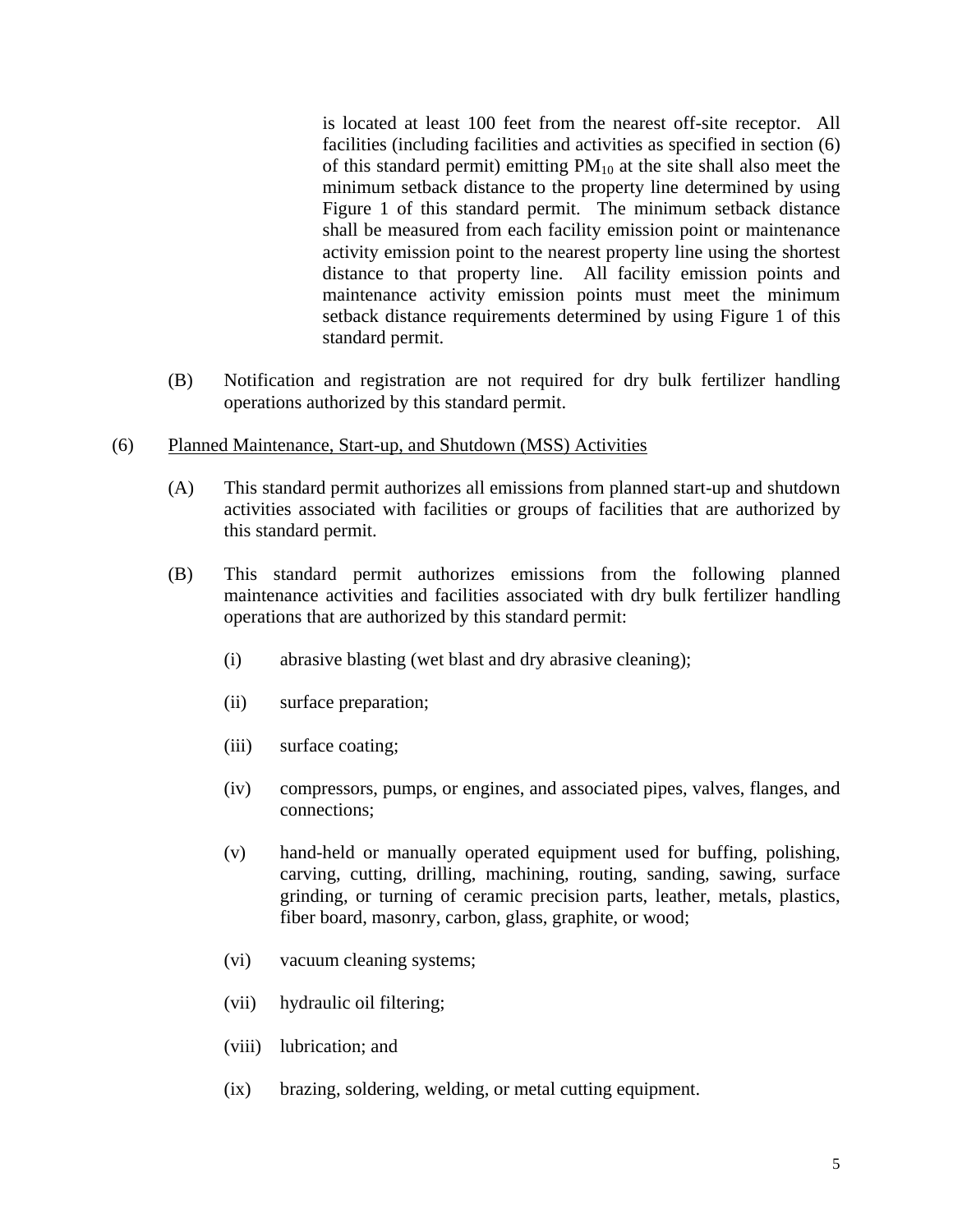is located at least 100 feet from the nearest off-site receptor. All facilities (including facilities and activities as specified in section (6) of this standard permit) emitting $PM_{10}$ at the site shall also meet the minimum setback distance to the property line determined by using Figure 1 of this standard permit. The minimum setback distance shall be measured from each facility emission point or maintenance activity emission point to the nearest property line using the shortest distance to that property line. All facility emission points and maintenance activity emission points must meet the minimum setback distance requirements determined by using Figure 1 of this standard permit.

(B) Notification and registration are not required for dry bulk fertilizer handling operations authorized by this standard permit.

(6) <u>Planned Maintenance, Start-up, and Shutdown (MSS) Activities</u>

(A) This standard permit authorizes all emissions from planned start-up and shutdown activities associated with facilities or groups of facilities that are authorized by this standard permit.

(B) This standard permit authorizes emissions from the following planned maintenance activities and facilities associated with dry bulk fertilizer handling operations that are authorized by this standard permit:

(i) abrasive blasting (wet blast and dry abrasive cleaning);

(ii) surface preparation;

(iii) surface coating;

(iv) compressors, pumps, or engines, and associated pipes, valves, flanges, and connections;

(v) hand-held or manually operated equipment used for buffing, polishing, carving, cutting, drilling, machining, routing, sanding, sawing, surface grinding, or turning of ceramic precision parts, leather, metals, plastics, fiber board, masonry, carbon, glass, graphite, or wood;

(vi) vacuum cleaning systems;

(vii) hydraulic oil filtering;

(viii) lubrication; and

(ix) brazing, soldering, welding, or metal cutting equipment.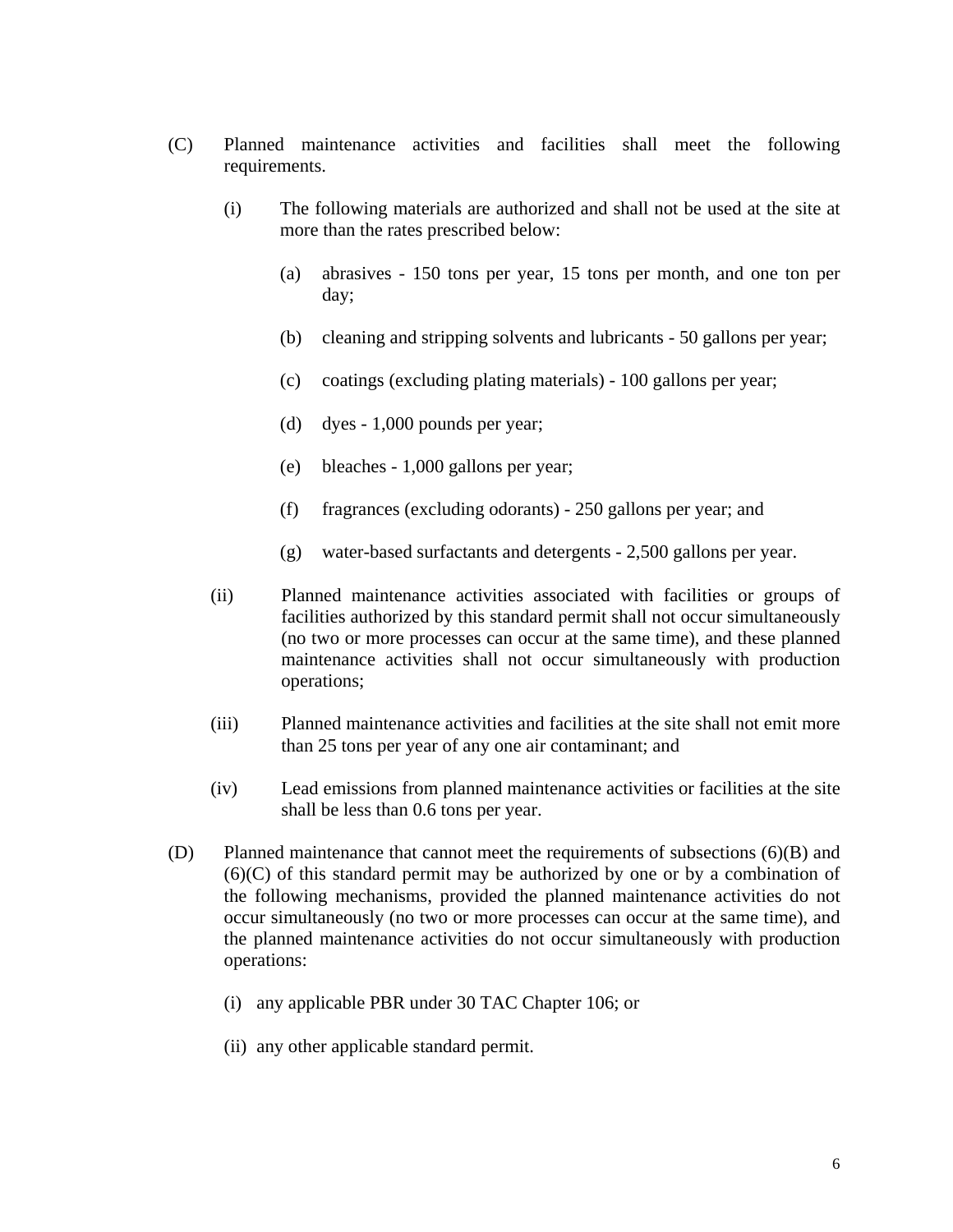(C) Planned maintenance activities and facilities shall meet the following requirements.

   (i) The following materials are authorized and shall not be used at the site at more than the rates prescribed below:

      (a) abrasives - 150 tons per year, 15 tons per month, and one ton per day;

      (b) cleaning and stripping solvents and lubricants - 50 gallons per year;

      (c) coatings (excluding plating materials) - 100 gallons per year;

      (d) dyes - 1,000 pounds per year;

      (e) bleaches - 1,000 gallons per year;

      (f) fragrances (excluding odorants) - 250 gallons per year; and

      (g) water-based surfactants and detergents - 2,500 gallons per year.

   (ii) Planned maintenance activities associated with facilities or groups of facilities authorized by this standard permit shall not occur simultaneously (no two or more processes can occur at the same time), and these planned maintenance activities shall not occur simultaneously with production operations;

   (iii) Planned maintenance activities and facilities at the site shall not emit more than 25 tons per year of any one air contaminant; and

   (iv) Lead emissions from planned maintenance activities or facilities at the site shall be less than 0.6 tons per year.

(D) Planned maintenance that cannot meet the requirements of subsections (6)(B) and (6)(C) of this standard permit may be authorized by one or by a combination of the following mechanisms, provided the planned maintenance activities do not occur simultaneously (no two or more processes can occur at the same time), and the planned maintenance activities do not occur simultaneously with production operations:

   (i) any applicable PBR under 30 TAC Chapter 106; or

   (ii) any other applicable standard permit.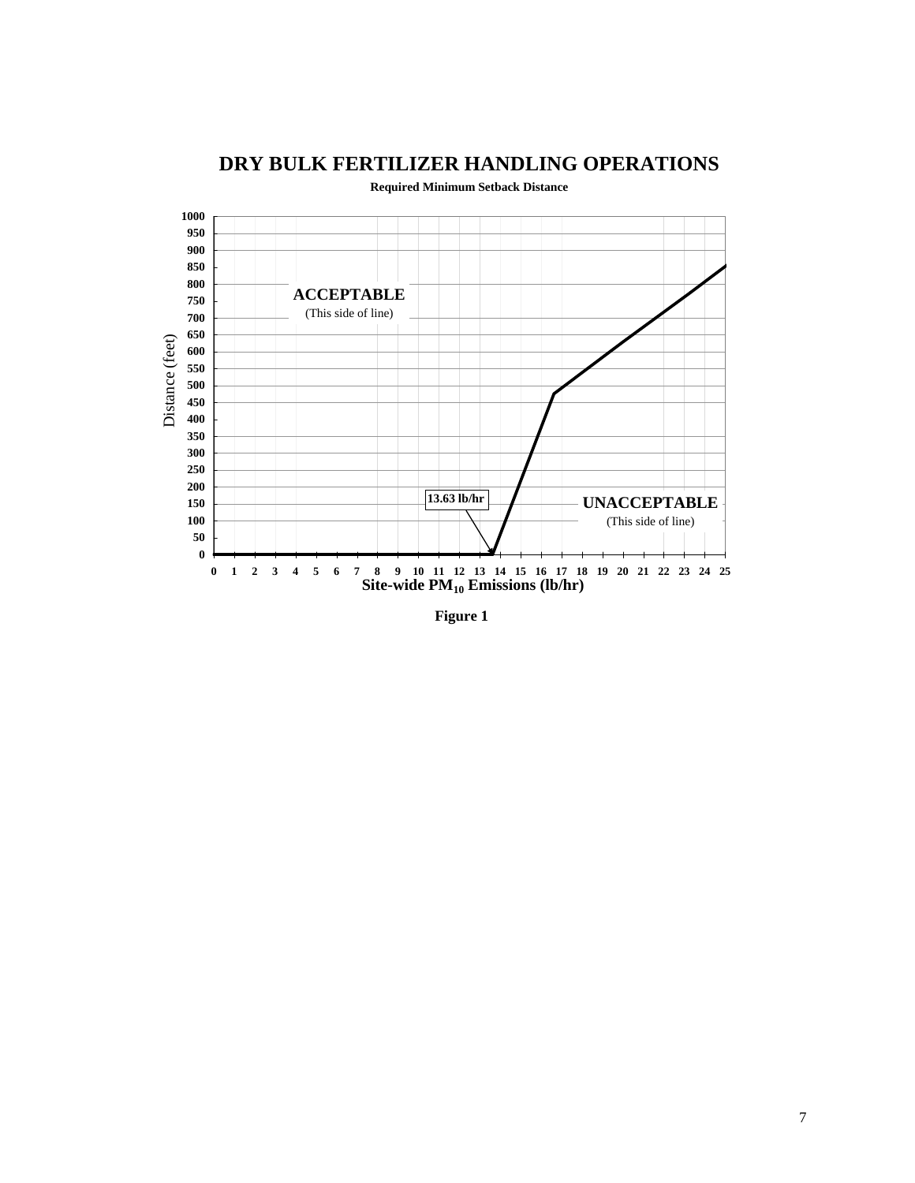# DRY BULK FERTILIZER HANDLING OPERATIONS

**Required Minimum Setback Distance**

Distance (feet)

1000
950
900
850
800
750
700
650
600
550
500
450
400
350
300
250
200
150
100
50
0

**ACCEPTABLE**
(This side of line)

**13.63 lb/hr**

**UNACCEPTABLE**
(This side of line)

0 1 2 3 4 5 6 7 8 9 10 11 12 13 14 15 16 17 18 19 20 21 22 23 24 25

**Site-wide $PM_{10}$ Emissions (lb/hr)**

**Figure 1**